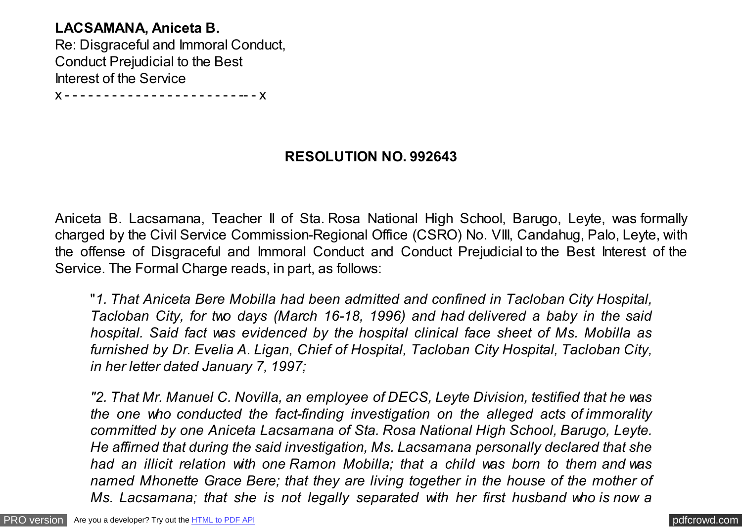**LACSAMANA, Aniceta B.**
Re: Disgraceful and Immoral Conduct,
Conduct Prejudicial to the Best
Interest of the Service
x - - - - - - - - - - - - - - - - - - - - - - -- - x

**RESOLUTION NO. 992643**

Aniceta B. Lacsamana, Teacher II of Sta. Rosa National High School, Barugo, Leyte, was formally charged by the Civil Service Commission-Regional Office (CSRO) No. VIII, Candahug, Palo, Leyte, with the offense of Disgraceful and Immoral Conduct and Conduct Prejudicial to the Best Interest of the Service. The Formal Charge reads, in part, as follows:

> "*1. That Aniceta Bere Mobilla had been admitted and confined in Tacloban City Hospital, Tacloban City, for two days (March 16-18, 1996) and had delivered a baby in the said hospital. Said fact was evidenced by the hospital clinical face sheet of Ms. Mobilla as furnished by Dr. Evelia A. Ligan, Chief of Hospital, Tacloban City Hospital, Tacloban City, in her letter dated January 7, 1997;*
>
> *"2. That Mr. Manuel C. Novilla, an employee of DECS, Leyte Division, testified that he was the one who conducted the fact-finding investigation on the alleged acts of immorality committed by one Aniceta Lacsamana of Sta. Rosa National High School, Barugo, Leyte. He affirned that during the said investigation, Ms. Lacsamana personally declared that she had an illicit relation with one Ramon Mobilla; that a child was born to them and was named Mhonette Grace Bere; that they are living together in the house of the mother of Ms. Lacsamana; that she is not legally separated with her first husband who is now a*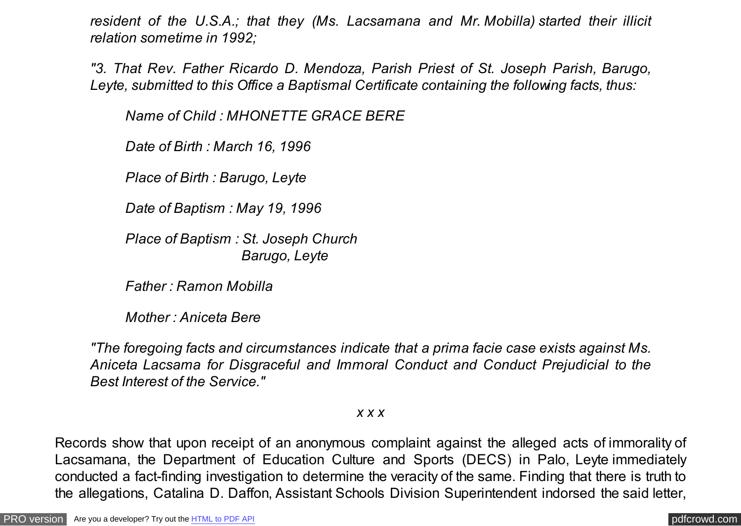*resident of the U.S.A.; that they (Ms. Lacsamana and Mr. Mobilla) started their illicit relation sometime in 1992;*

*"3. That Rev. Father Ricardo D. Mendoza, Parish Priest of St. Joseph Parish, Barugo, Leyte, submitted to this Office a Baptismal Certificate containing the following facts, thus:*

> *Name of Child : MHONETTE GRACE BERE*
>
> *Date of Birth : March 16, 1996*
>
> *Place of Birth : Barugo, Leyte*
>
> *Date of Baptism : May 19, 1996*
>
> *Place of Baptism : St. Joseph Church*
> *Barugo, Leyte*
>
> *Father : Ramon Mobilla*
>
> *Mother : Aniceta Bere*

*"The foregoing facts and circumstances indicate that a prima facie case exists against Ms. Aniceta Lacsama for Disgraceful and Immoral Conduct and Conduct Prejudicial to the Best Interest of the Service."*

*x x x*

Records show that upon receipt of an anonymous complaint against the alleged acts of immorality of Lacsamana, the Department of Education Culture and Sports (DECS) in Palo, Leyte immediately conducted a fact-finding investigation to determine the veracity of the same. Finding that there is truth to the allegations, Catalina D. Daffon, Assistant Schools Division Superintendent indorsed the said letter,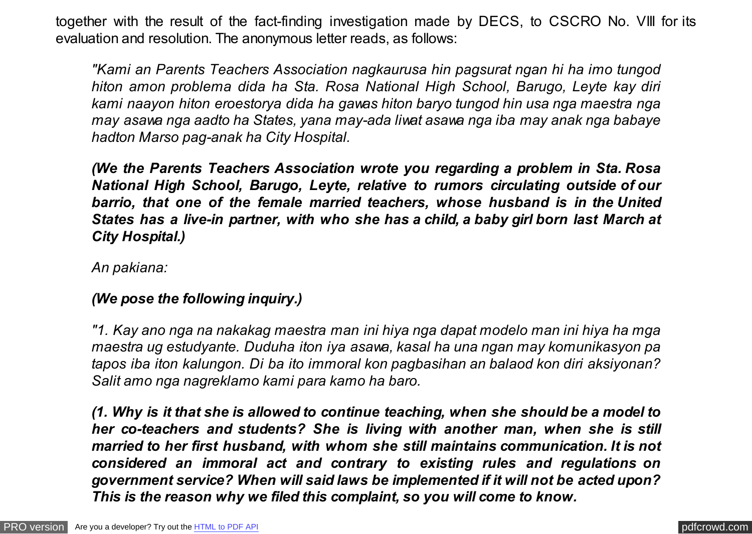together with the result of the fact-finding investigation made by DECS, to CSCRO No. VIII for its evaluation and resolution. The anonymous letter reads, as follows:

> *"Kami an Parents Teachers Association nagkaurusa hin pagsurat ngan hi ha imo tungod hiton amon problema dida ha Sta. Rosa National High School, Barugo, Leyte kay diri kami naayon hiton eroestorya dida ha gawas hiton baryo tungod hin usa nga maestra nga may asawa nga aadto ha States, yana may-ada liwat asawa nga iba may anak nga babaye hadton Marso pag-anak ha City Hospital.*
>
> ***(We the Parents Teachers Association wrote you regarding a problem in Sta. Rosa National High School, Barugo, Leyte, relative to rumors circulating outside of our barrio, that one of the female married teachers, whose husband is in the United States has a live-in partner, with who she has a child, a baby girl born last March at City Hospital.)***
>
> *An pakiana:*
>
> ***(We pose the following inquiry.)***
>
> *"1. Kay ano nga na nakakag maestra man ini hiya nga dapat modelo man ini hiya ha mga maestra ug estudyante. Duduha iton iya asawa, kasal ha una ngan may komunikasyon pa tapos iba iton kalungon. Di ba ito immoral kon pagbasihan an balaod kon diri aksiyonan? Salit amo nga nagreklamo kami para kamo ha baro.*
>
> ***(1. Why is it that she is allowed to continue teaching, when she should be a model to her co-teachers and students? She is living with another man, when she is still married to her first husband, with whom she still maintains communication. It is not considered an immoral act and contrary to existing rules and regulations on government service? When will said laws be implemented if it will not be acted upon? This is the reason why we filed this complaint, so you will come to know.***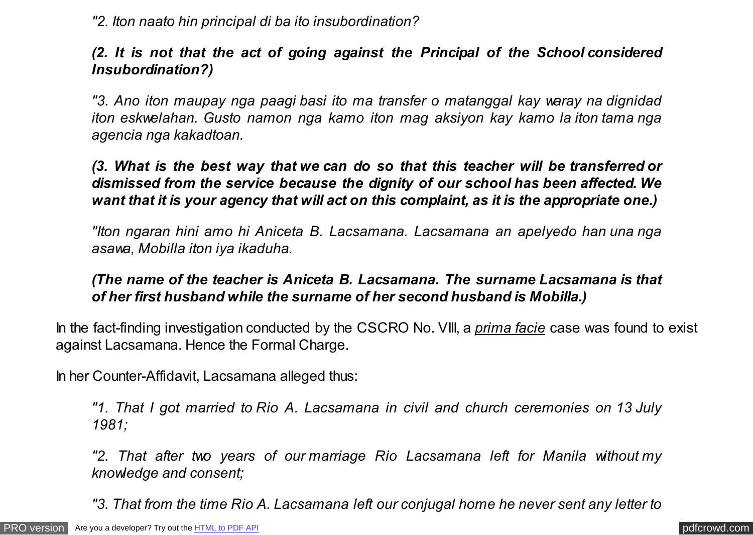> *"2. Iton naato hin principal di ba ito insubordination?*
>
> ***(2. It is not that the act of going against the Principal of the School considered Insubordination?)***
>
> *"3. Ano iton maupay nga paagi basi ito ma transfer o matanggal kay waray na dignidad iton eskwelahan. Gusto namon nga kamo iton mag aksiyon kay kamo la iton tama nga agencia nga kakadtoan.*
>
> ***(3. What is the best way that we can do so that this teacher will be transferred or dismissed from the service because the dignity of our school has been affected. We want that it is your agency that will act on this complaint, as it is the appropriate one.)***
>
> *"Iton ngaran hini amo hi Aniceta B. Lacsamana. Lacsamana an apelyedo han una nga asawa, Mobilla iton iya ikaduha.*
>
> ***(The name of the teacher is Aniceta B. Lacsamana. The surname Lacsamana is that of her first husband while the surname of her second husband is Mobilla.)***

In the fact-finding investigation conducted by the CSCRO No. VIII, a *prima facie* case was found to exist against Lacsamana. Hence the Formal Charge.

In her Counter-Affidavit, Lacsamana alleged thus:

> *"1. That I got married to Rio A. Lacsamana in civil and church ceremonies on 13 July 1981;*
>
> *"2. That after two years of our marriage Rio Lacsamana left for Manila without my knowledge and consent;*
>
> *"3. That from the time Rio A. Lacsamana left our conjugal home he never sent any letter to*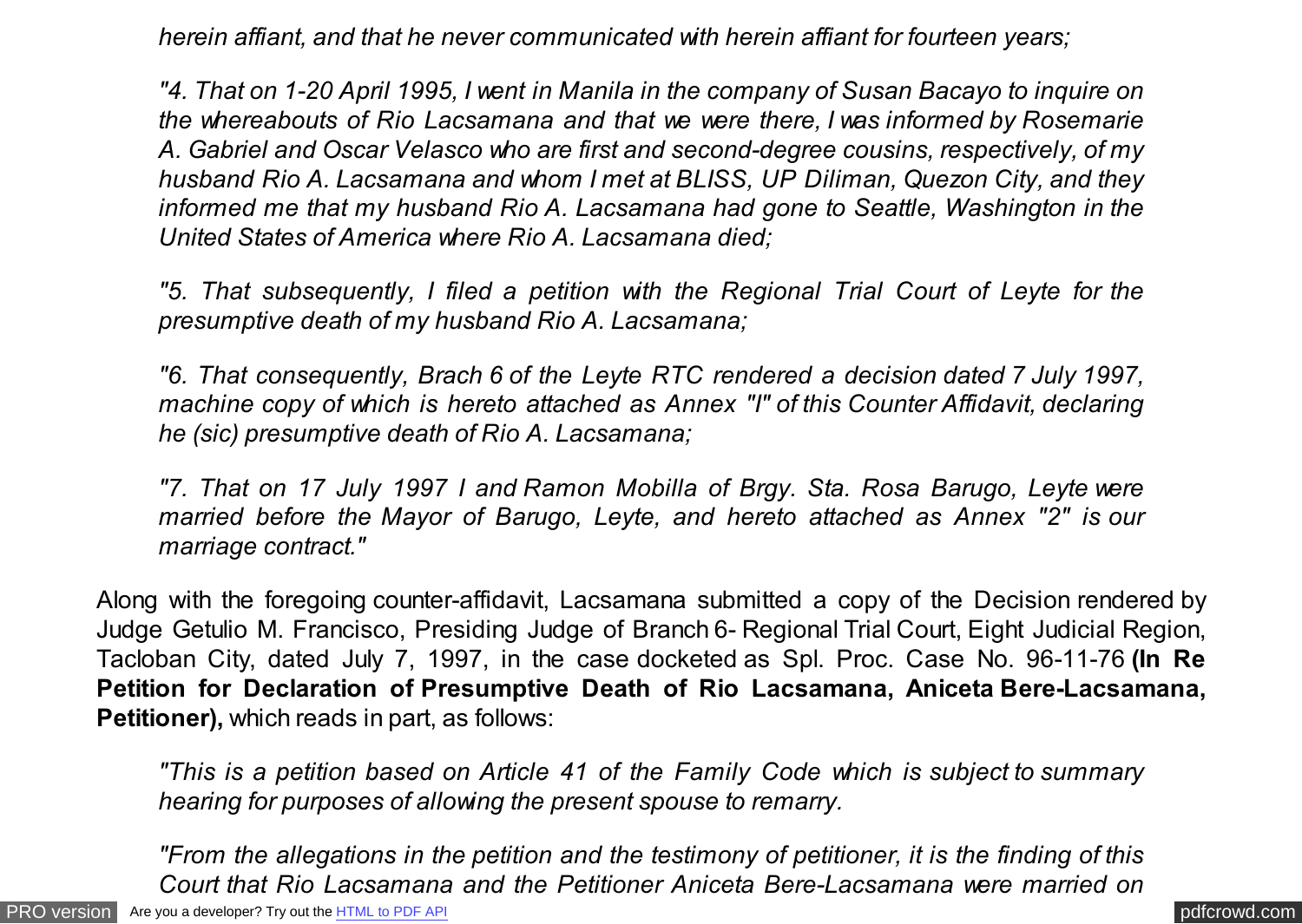*herein affiant, and that he never communicated with herein affiant for fourteen years;*

*"4. That on 1-20 April 1995, I went in Manila in the company of Susan Bacayo to inquire on the whereabouts of Rio Lacsamana and that we were there, I was informed by Rosemarie A. Gabriel and Oscar Velasco who are first and second-degree cousins, respectively, of my husband Rio A. Lacsamana and whom I met at BLISS, UP Diliman, Quezon City, and they informed me that my husband Rio A. Lacsamana had gone to Seattle, Washington in the United States of America where Rio A. Lacsamana died;*

*"5. That subsequently, I filed a petition with the Regional Trial Court of Leyte for the presumptive death of my husband Rio A. Lacsamana;*

*"6. That consequently, Brach 6 of the Leyte RTC rendered a decision dated 7 July 1997, machine copy of which is hereto attached as Annex "I" of this Counter Affidavit, declaring he (sic) presumptive death of Rio A. Lacsamana;*

*"7. That on 17 July 1997 I and Ramon Mobilla of Brgy. Sta. Rosa Barugo, Leyte were married before the Mayor of Barugo, Leyte, and hereto attached as Annex "2" is our marriage contract."*

Along with the foregoing counter-affidavit, Lacsamana submitted a copy of the Decision rendered by Judge Getulio M. Francisco, Presiding Judge of Branch 6- Regional Trial Court, Eight Judicial Region, Tacloban City, dated July 7, 1997, in the case docketed as Spl. Proc. Case No. 96-11-76 **(In Re Petition for Declaration of Presumptive Death of Rio Lacsamana, Aniceta Bere-Lacsamana, Petitioner),** which reads in part, as follows:

*"This is a petition based on Article 41 of the Family Code which is subject to summary hearing for purposes of allowing the present spouse to remarry.*

*"From the allegations in the petition and the testimony of petitioner, it is the finding of this Court that Rio Lacsamana and the Petitioner Aniceta Bere-Lacsamana were married on*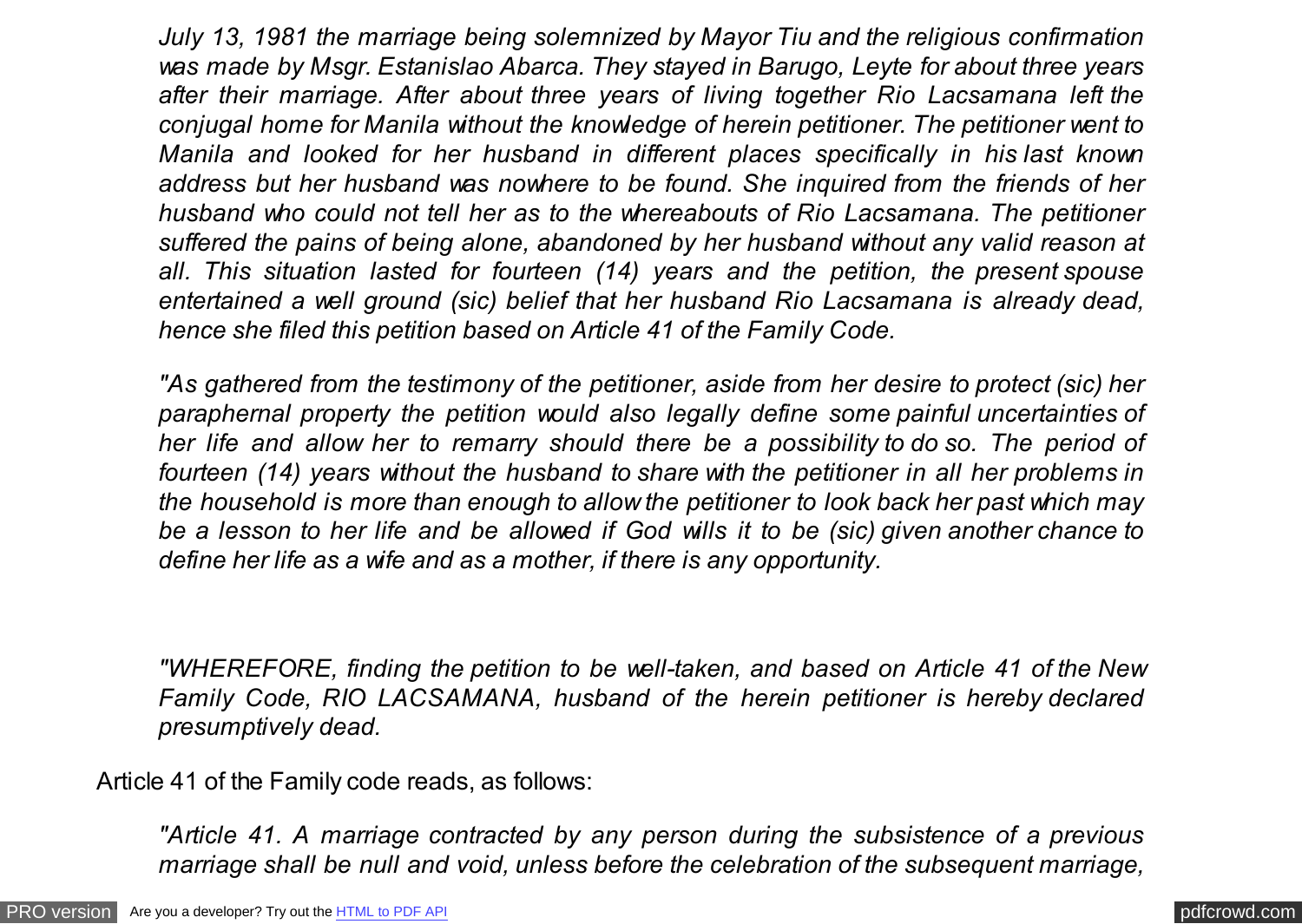*July 13, 1981 the marriage being solemnized by Mayor Tiu and the religious confirmation was made by Msgr. Estanislao Abarca. They stayed in Barugo, Leyte for about three years after their marriage. After about three years of living together Rio Lacsamana left the conjugal home for Manila without the knowledge of herein petitioner. The petitioner went to Manila and looked for her husband in different places specifically in his last known address but her husband was nowhere to be found. She inquired from the friends of her husband who could not tell her as to the whereabouts of Rio Lacsamana. The petitioner suffered the pains of being alone, abandoned by her husband without any valid reason at all. This situation lasted for fourteen (14) years and the petition, the present spouse entertained a well ground (sic) belief that her husband Rio Lacsamana is already dead, hence she filed this petition based on Article 41 of the Family Code.*

*"As gathered from the testimony of the petitioner, aside from her desire to protect (sic) her paraphernal property the petition would also legally define some painful uncertainties of her life and allow her to remarry should there be a possibility to do so. The period of fourteen (14) years without the husband to share with the petitioner in all her problems in the household is more than enough to allow the petitioner to look back her past which may be a lesson to her life and be allowed if God wills it to be (sic) given another chance to define her life as a wife and as a mother, if there is any opportunity.*

*"WHEREFORE, finding the petition to be well-taken, and based on Article 41 of the New Family Code, RIO LACSAMANA, husband of the herein petitioner is hereby declared presumptively dead.*

Article 41 of the Family code reads, as follows:

*"Article 41. A marriage contracted by any person during the subsistence of a previous marriage shall be null and void, unless before the celebration of the subsequent marriage,*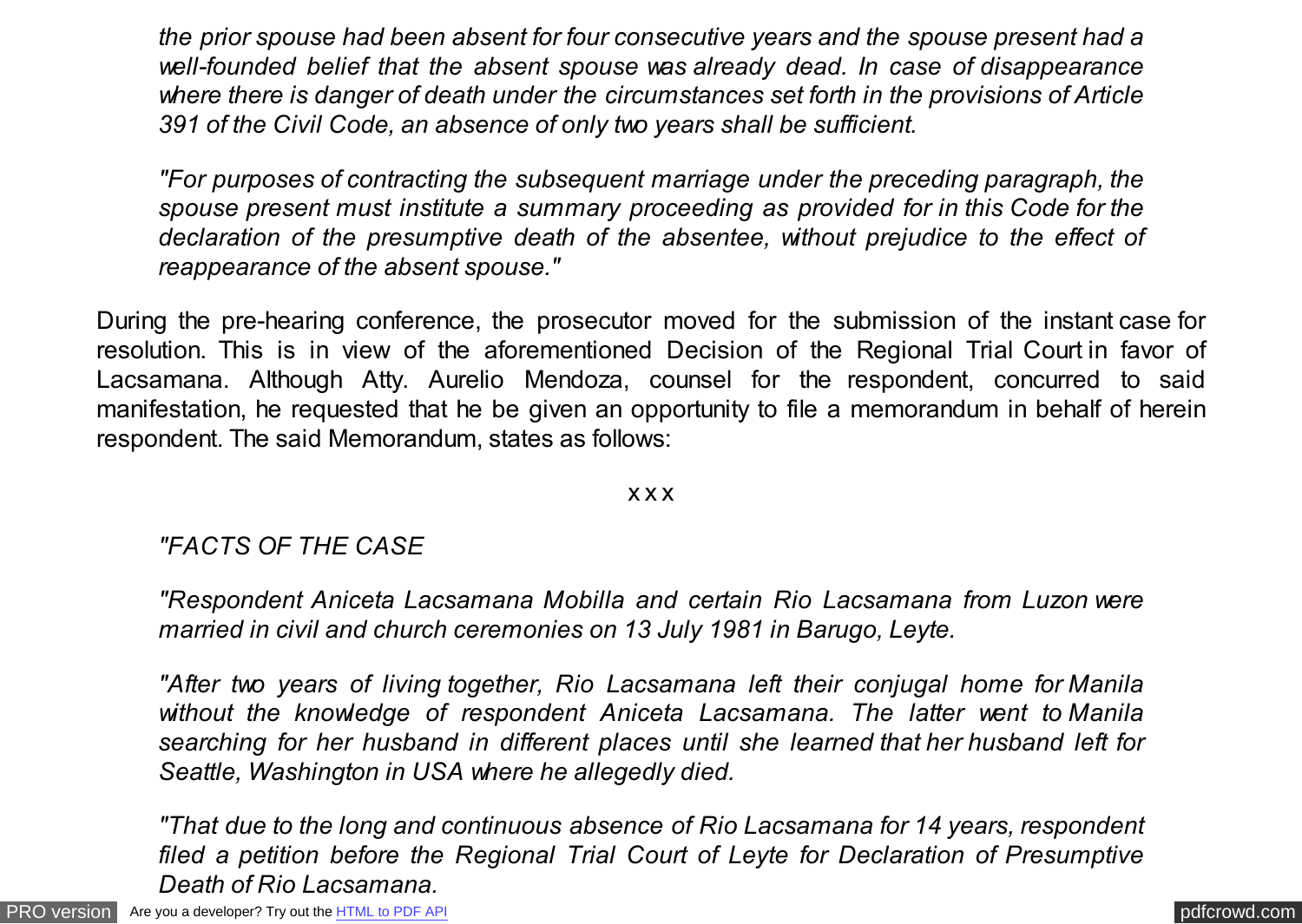*the prior spouse had been absent for four consecutive years and the spouse present had a well-founded belief that the absent spouse was already dead. In case of disappearance where there is danger of death under the circumstances set forth in the provisions of Article 391 of the Civil Code, an absence of only two years shall be sufficient.*

*"For purposes of contracting the subsequent marriage under the preceding paragraph, the spouse present must institute a summary proceeding as provided for in this Code for the declaration of the presumptive death of the absentee, without prejudice to the effect of reappearance of the absent spouse."*

During the pre-hearing conference, the prosecutor moved for the submission of the instant case for resolution. This is in view of the aforementioned Decision of the Regional Trial Court in favor of Lacsamana. Although Atty. Aurelio Mendoza, counsel for the respondent, concurred to said manifestation, he requested that he be given an opportunity to file a memorandum in behalf of herein respondent. The said Memorandum, states as follows:

x x x

*"FACTS OF THE CASE*

*"Respondent Aniceta Lacsamana Mobilla and certain Rio Lacsamana from Luzon were married in civil and church ceremonies on 13 July 1981 in Barugo, Leyte.*

*"After two years of living together, Rio Lacsamana left their conjugal home for Manila without the knowledge of respondent Aniceta Lacsamana. The latter went to Manila searching for her husband in different places until she learned that her husband left for Seattle, Washington in USA where he allegedly died.*

*"That due to the long and continuous absence of Rio Lacsamana for 14 years, respondent filed a petition before the Regional Trial Court of Leyte for Declaration of Presumptive Death of Rio Lacsamana.*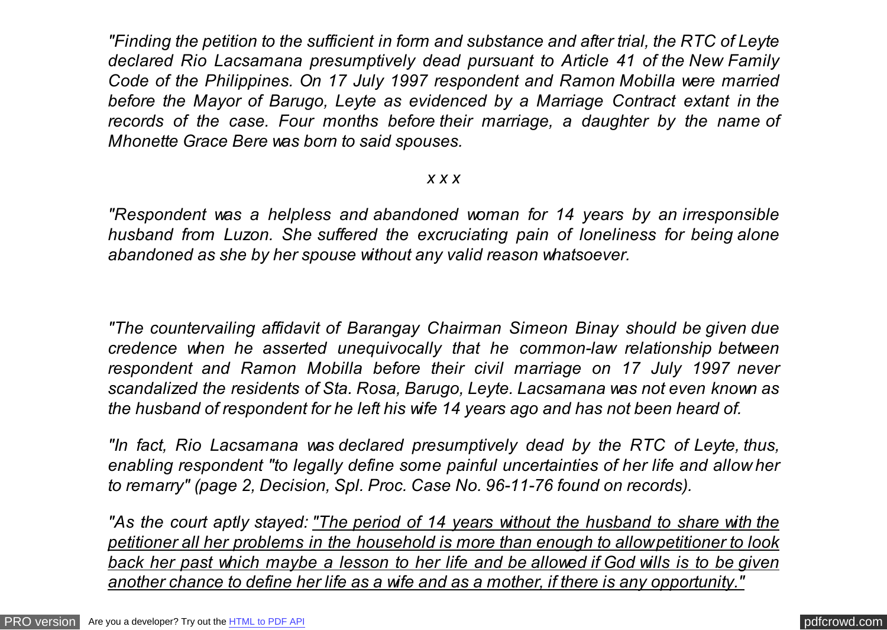*"Finding the petition to the sufficient in form and substance and after trial, the RTC of Leyte declared Rio Lacsamana presumptively dead pursuant to Article 41 of the New Family Code of the Philippines. On 17 July 1997 respondent and Ramon Mobilla were married before the Mayor of Barugo, Leyte as evidenced by a Marriage Contract extant in the records of the case. Four months before their marriage, a daughter by the name of Mhonette Grace Bere was born to said spouses.*

*x x x*

*"Respondent was a helpless and abandoned woman for 14 years by an irresponsible husband from Luzon. She suffered the excruciating pain of loneliness for being alone abandoned as she by her spouse without any valid reason whatsoever.*

*"The countervailing affidavit of Barangay Chairman Simeon Binay should be given due credence when he asserted unequivocally that he common-law relationship between respondent and Ramon Mobilla before their civil marriage on 17 July 1997 never scandalized the residents of Sta. Rosa, Barugo, Leyte. Lacsamana was not even known as the husband of respondent for he left his wife 14 years ago and has not been heard of.*

*"In fact, Rio Lacsamana was declared presumptively dead by the RTC of Leyte, thus, enabling respondent "to legally define some painful uncertainties of her life and allow her to remarry" (page 2, Decision, Spl. Proc. Case No. 96-11-76 found on records).*

*"As the court aptly stayed: <u>"The period of 14 years without the husband to share with the petitioner all her problems in the household is more than enough to allow petitioner to look back her past which maybe a lesson to her life and be allowed if God wills is to be given another chance to define her life as a wife and as a mother, if there is any opportunity."</u>*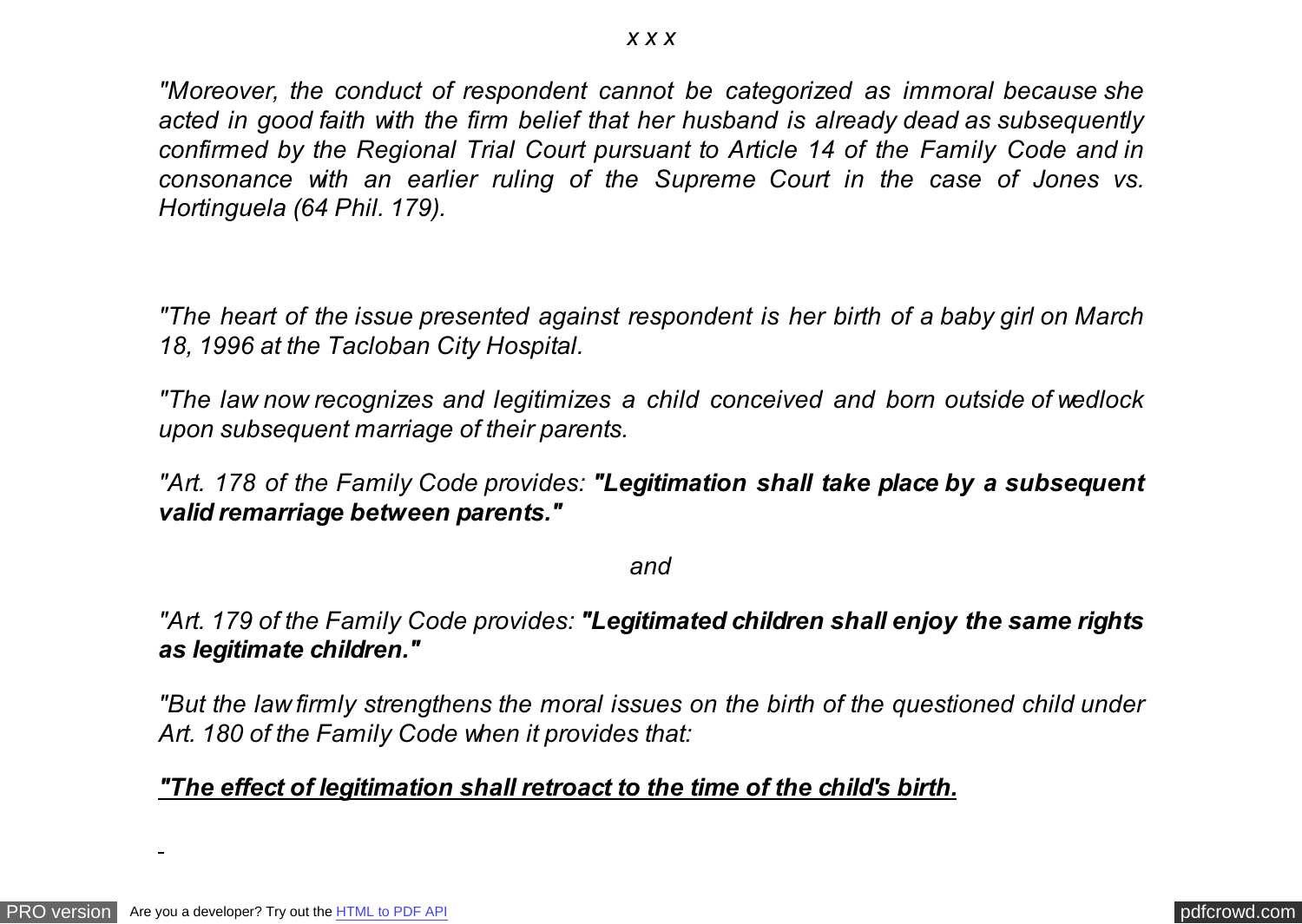*x x x*

*"Moreover, the conduct of respondent cannot be categorized as immoral because she acted in good faith with the firm belief that her husband is already dead as subsequently confirmed by the Regional Trial Court pursuant to Article 14 of the Family Code and in consonance with an earlier ruling of the Supreme Court in the case of Jones vs. Hortinguela (64 Phil. 179).*

*"The heart of the issue presented against respondent is her birth of a baby girl on March 18, 1996 at the Tacloban City Hospital.*

*"The law now recognizes and legitimizes a child conceived and born outside of wedlock upon subsequent marriage of their parents.*

*"Art. 178 of the Family Code provides:* ***"Legitimation shall take place by a subsequent valid remarriage between parents."***

*and*

*"Art. 179 of the Family Code provides:* ***"Legitimated children shall enjoy the same rights as legitimate children."***

*"But the law firmly strengthens the moral issues on the birth of the questioned child under Art. 180 of the Family Code when it provides that:*

***"The effect of legitimation shall retroact to the time of the child's birth.***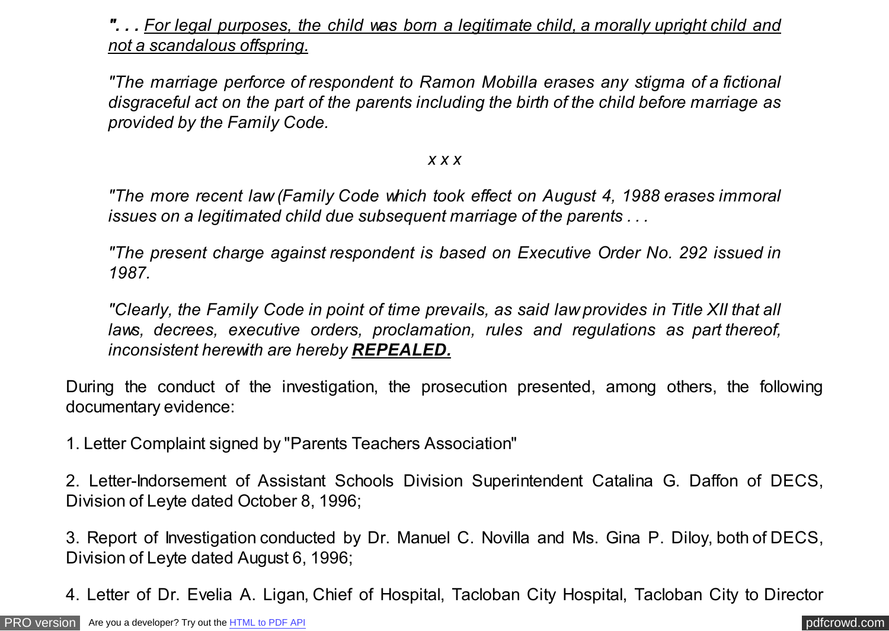*"**. . .** <u>For legal purposes, the child was born a legitimate child, a morally upright child and not a scandalous offspring.</u>*

*"The marriage perforce of respondent to Ramon Mobilla erases any stigma of a fictional disgraceful act on the part of the parents including the birth of the child before marriage as provided by the Family Code.*

*x x x*

*"The more recent law (Family Code which took effect on August 4, 1988 erases immoral issues on a legitimated child due subsequent marriage of the parents . . .*

*"The present charge against respondent is based on Executive Order No. 292 issued in 1987.*

*"Clearly, the Family Code in point of time prevails, as said law provides in Title XII that all laws, decrees, executive orders, proclamation, rules and regulations as part thereof, inconsistent herewith are hereby **<u>REPEALED.</u>***

During the conduct of the investigation, the prosecution presented, among others, the following documentary evidence:

1. Letter Complaint signed by "Parents Teachers Association"

2. Letter-Indorsement of Assistant Schools Division Superintendent Catalina G. Daffon of DECS, Division of Leyte dated October 8, 1996;

3. Report of Investigation conducted by Dr. Manuel C. Novilla and Ms. Gina P. Diloy, both of DECS, Division of Leyte dated August 6, 1996;

4. Letter of Dr. Evelia A. Ligan, Chief of Hospital, Tacloban City Hospital, Tacloban City to Director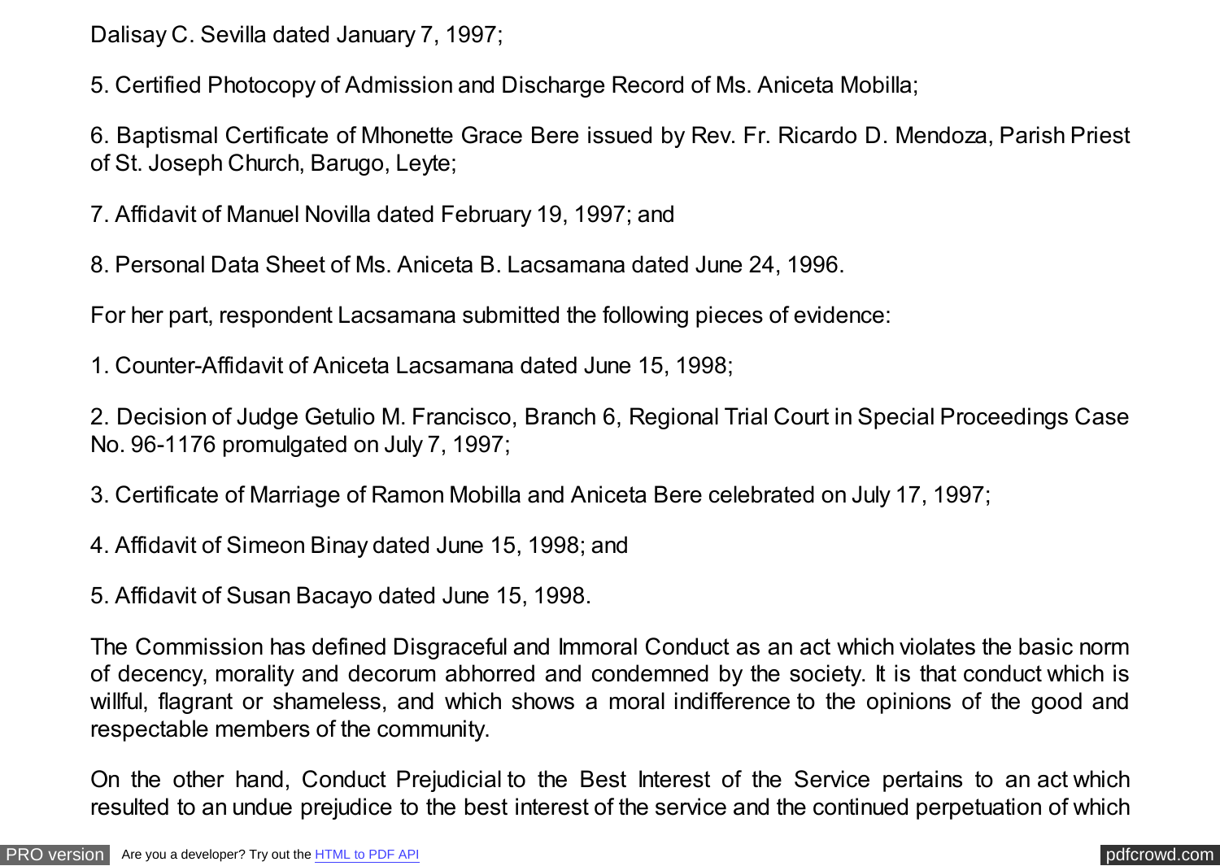Dalisay C. Sevilla dated January 7, 1997;

5. Certified Photocopy of Admission and Discharge Record of Ms. Aniceta Mobilla;

6. Baptismal Certificate of Mhonette Grace Bere issued by Rev. Fr. Ricardo D. Mendoza, Parish Priest of St. Joseph Church, Barugo, Leyte;

7. Affidavit of Manuel Novilla dated February 19, 1997; and

8. Personal Data Sheet of Ms. Aniceta B. Lacsamana dated June 24, 1996.

For her part, respondent Lacsamana submitted the following pieces of evidence:

1. Counter-Affidavit of Aniceta Lacsamana dated June 15, 1998;

2. Decision of Judge Getulio M. Francisco, Branch 6, Regional Trial Court in Special Proceedings Case No. 96-1176 promulgated on July 7, 1997;

3. Certificate of Marriage of Ramon Mobilla and Aniceta Bere celebrated on July 17, 1997;

4. Affidavit of Simeon Binay dated June 15, 1998; and

5. Affidavit of Susan Bacayo dated June 15, 1998.

The Commission has defined Disgraceful and Immoral Conduct as an act which violates the basic norm of decency, morality and decorum abhorred and condemned by the society. It is that conduct which is willful, flagrant or shameless, and which shows a moral indifference to the opinions of the good and respectable members of the community.

On the other hand, Conduct Prejudicial to the Best Interest of the Service pertains to an act which resulted to an undue prejudice to the best interest of the service and the continued perpetuation of which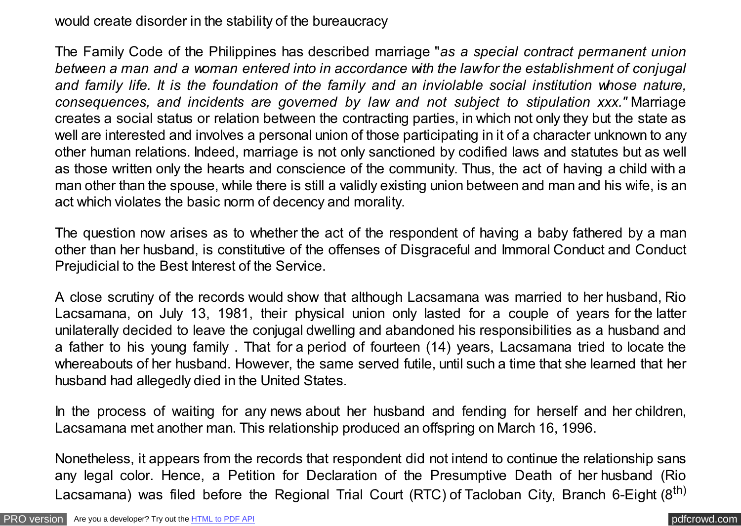would create disorder in the stability of the bureaucracy

The Family Code of the Philippines has described marriage "*as a special contract permanent union between a man and a woman entered into in accordance with the law for the establishment of conjugal and family life. It is the foundation of the family and an inviolable social institution whose nature, consequences, and incidents are governed by law and not subject to stipulation xxx."* Marriage creates a social status or relation between the contracting parties, in which not only they but the state as well are interested and involves a personal union of those participating in it of a character unknown to any other human relations. Indeed, marriage is not only sanctioned by codified laws and statutes but as well as those written only the hearts and conscience of the community. Thus, the act of having a child with a man other than the spouse, while there is still a validly existing union between and man and his wife, is an act which violates the basic norm of decency and morality.

The question now arises as to whether the act of the respondent of having a baby fathered by a man other than her husband, is constitutive of the offenses of Disgraceful and Immoral Conduct and Conduct Prejudicial to the Best Interest of the Service.

A close scrutiny of the records would show that although Lacsamana was married to her husband, Rio Lacsamana, on July 13, 1981, their physical union only lasted for a couple of years for the latter unilaterally decided to leave the conjugal dwelling and abandoned his responsibilities as a husband and a father to his young family . That for a period of fourteen (14) years, Lacsamana tried to locate the whereabouts of her husband. However, the same served futile, until such a time that she learned that her husband had allegedly died in the United States.

In the process of waiting for any news about her husband and fending for herself and her children, Lacsamana met another man. This relationship produced an offspring on March 16, 1996.

Nonetheless, it appears from the records that respondent did not intend to continue the relationship sans any legal color. Hence, a Petition for Declaration of the Presumptive Death of her husband (Rio Lacsamana) was filed before the Regional Trial Court (RTC) of Tacloban City, Branch 6-Eight (8th)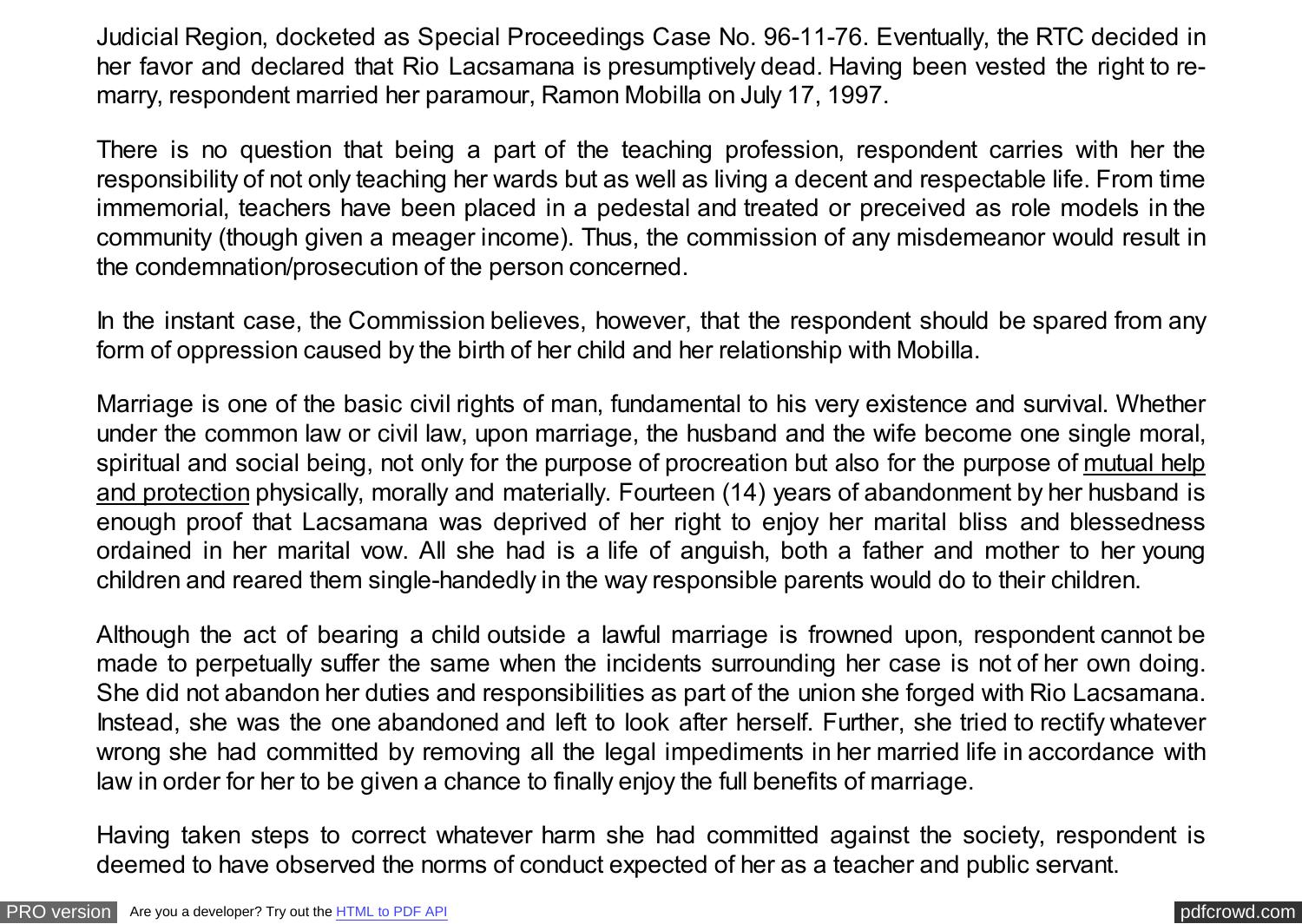Judicial Region, docketed as Special Proceedings Case No. 96-11-76. Eventually, the RTC decided in her favor and declared that Rio Lacsamana is presumptively dead. Having been vested the right to re-marry, respondent married her paramour, Ramon Mobilla on July 17, 1997.

There is no question that being a part of the teaching profession, respondent carries with her the responsibility of not only teaching her wards but as well as living a decent and respectable life. From time immemorial, teachers have been placed in a pedestal and treated or preceived as role models in the community (though given a meager income). Thus, the commission of any misdemeanor would result in the condemnation/prosecution of the person concerned.

In the instant case, the Commission believes, however, that the respondent should be spared from any form of oppression caused by the birth of her child and her relationship with Mobilla.

Marriage is one of the basic civil rights of man, fundamental to his very existence and survival. Whether under the common law or civil law, upon marriage, the husband and the wife become one single moral, spiritual and social being, not only for the purpose of procreation but also for the purpose of <u>mutual help and protection</u> physically, morally and materially. Fourteen (14) years of abandonment by her husband is enough proof that Lacsamana was deprived of her right to enjoy her marital bliss and blessedness ordained in her marital vow. All she had is a life of anguish, both a father and mother to her young children and reared them single-handedly in the way responsible parents would do to their children.

Although the act of bearing a child outside a lawful marriage is frowned upon, respondent cannot be made to perpetually suffer the same when the incidents surrounding her case is not of her own doing. She did not abandon her duties and responsibilities as part of the union she forged with Rio Lacsamana. Instead, she was the one abandoned and left to look after herself. Further, she tried to rectify whatever wrong she had committed by removing all the legal impediments in her married life in accordance with law in order for her to be given a chance to finally enjoy the full benefits of marriage.

Having taken steps to correct whatever harm she had committed against the society, respondent is deemed to have observed the norms of conduct expected of her as a teacher and public servant.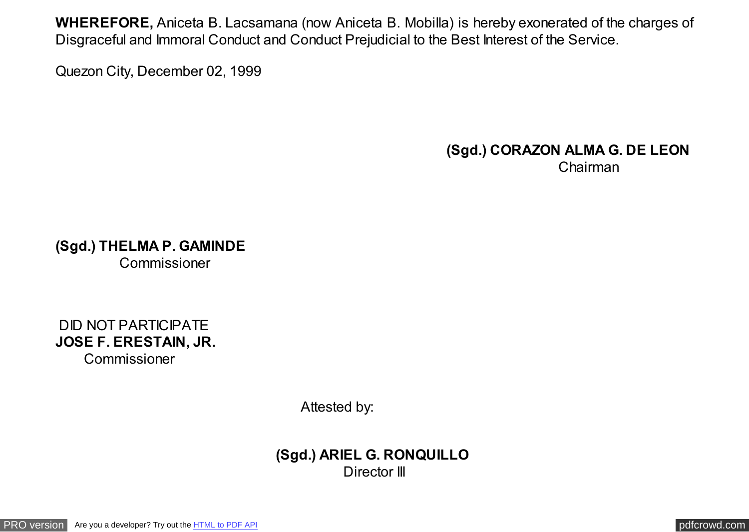**WHEREFORE,** Aniceta B. Lacsamana (now Aniceta B. Mobilla) is hereby exonerated of the charges of Disgraceful and Immoral Conduct and Conduct Prejudicial to the Best Interest of the Service.

Quezon City, December 02, 1999

**(Sgd.) CORAZON ALMA G. DE LEON**
Chairman

**(Sgd.) THELMA P. GAMINDE**
Commissioner

DID NOT PARTICIPATE
**JOSE F. ERESTAIN, JR.**
Commissioner

Attested by:

**(Sgd.) ARIEL G. RONQUILLO**
Director III